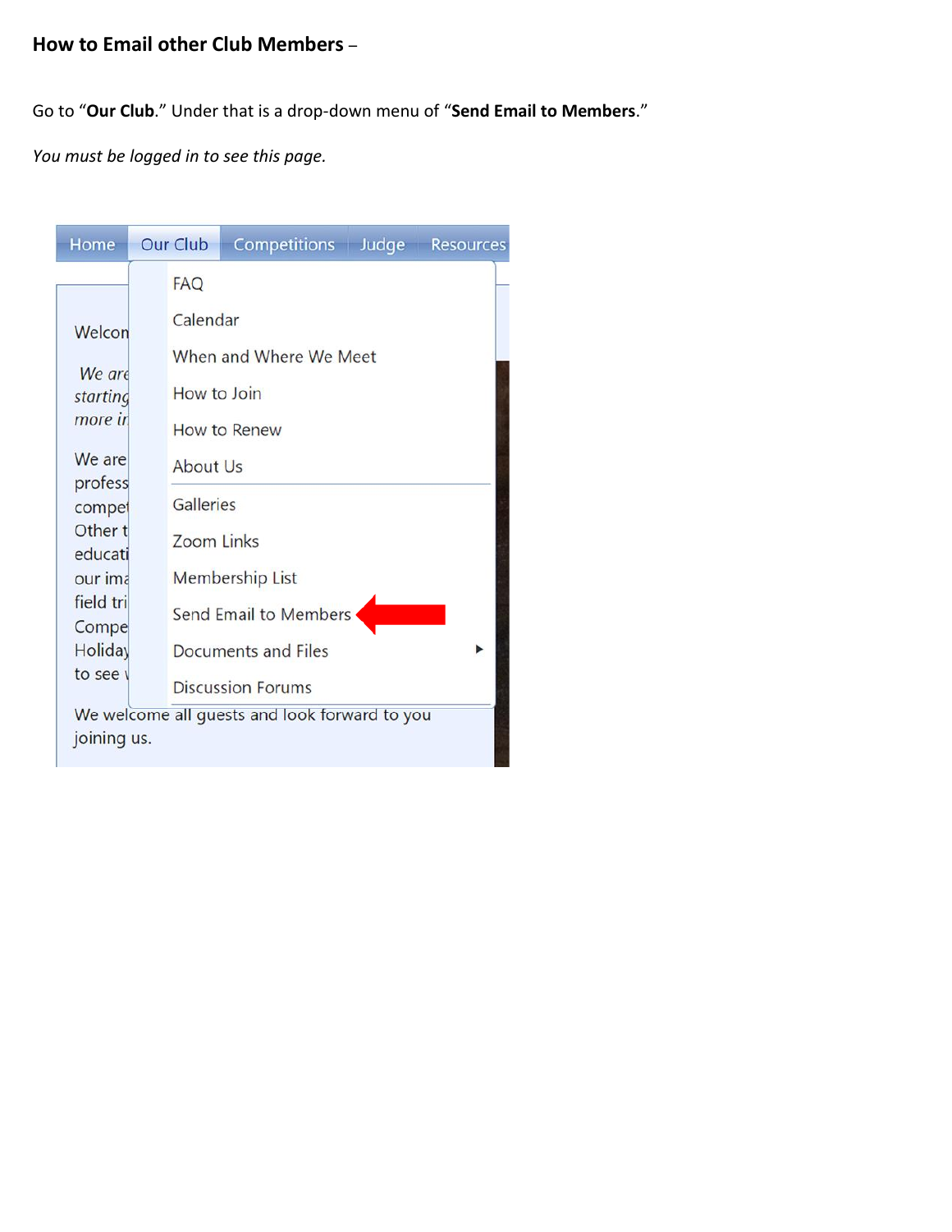**How to Email other Club Members** –

Go to "**Our Club**." Under that is a drop-down menu of "**Send Email to Members**."

*You must be logged in to see this page.*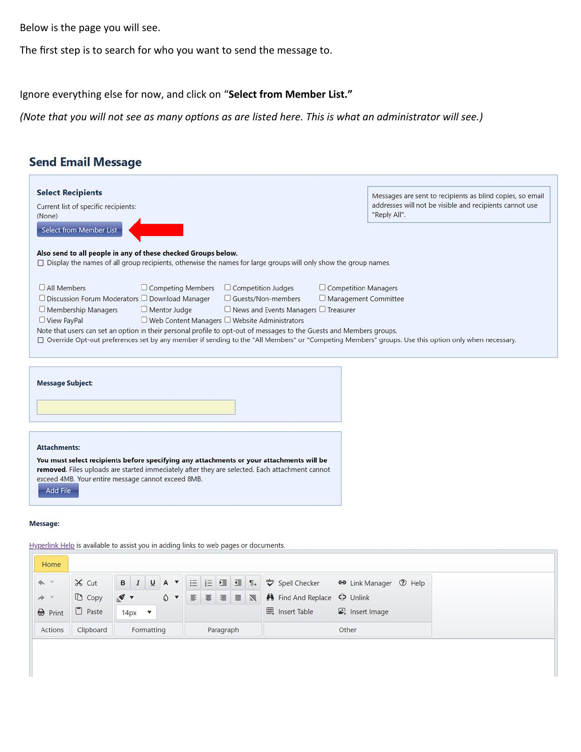Below is the page you will see.

The first step is to search for who you want to send the message to.

Ignore everything else for now, and click on "**Select from Member List.**"

*(Note that you will not see as many options as are listed here. This is what an administrator will see.)*

## Send Email Message

**Select Recipients**

Current list of specific recipients:
(None)

Select from Member List

Messages are sent to recipients as blind copies, so email addresses will not be visible and recipients cannot use "Reply All".

**Also send to all people in any of these checked Groups below.**

☐ Display the names of all group recipients, otherwise the names for large groups will only show the group names.

| | | | |
|---|---|---|---|
| ☐ All Members | ☐ Competing Members | ☐ Competition Judges | ☐ Competition Managers |
| ☐ Discussion Forum Moderators | ☐ Download Manager | ☐ Guests/Non-members | ☐ Management Committee |
| ☐ Membership Managers | ☐ Mentor Judge | ☐ News and Events Managers | ☐ Treasurer |
| ☐ View PayPal | ☐ Web Content Managers | ☐ Website Administrators | |

Note that users can set an option in their personal profile to opt-out of messages to the Guests and Members groups.

☐ Override Opt-out preferences set by any member if sending to the "All Members" or "Competing Members" groups. Use this option only when necessary.

**Message Subject:**

**Attachments:**

**You must select recipients before specifying any attachments or your attachments will be removed.** Files uploads are started immediately after they are selected. Each attachment cannot exceed 4MB. Your entire message cannot exceed 8MB.

Add File

**Message:**

Hyperlink Help is available to assist you in adding links to web pages or documents.

Home

Print | Cut | Copy | Paste | B | I | U | A | 14px | Spell Checker | Find And Replace | Insert Table | Link Manager | Unlink | Insert Image | Help

Actions | Clipboard | Formatting | Paragraph | Other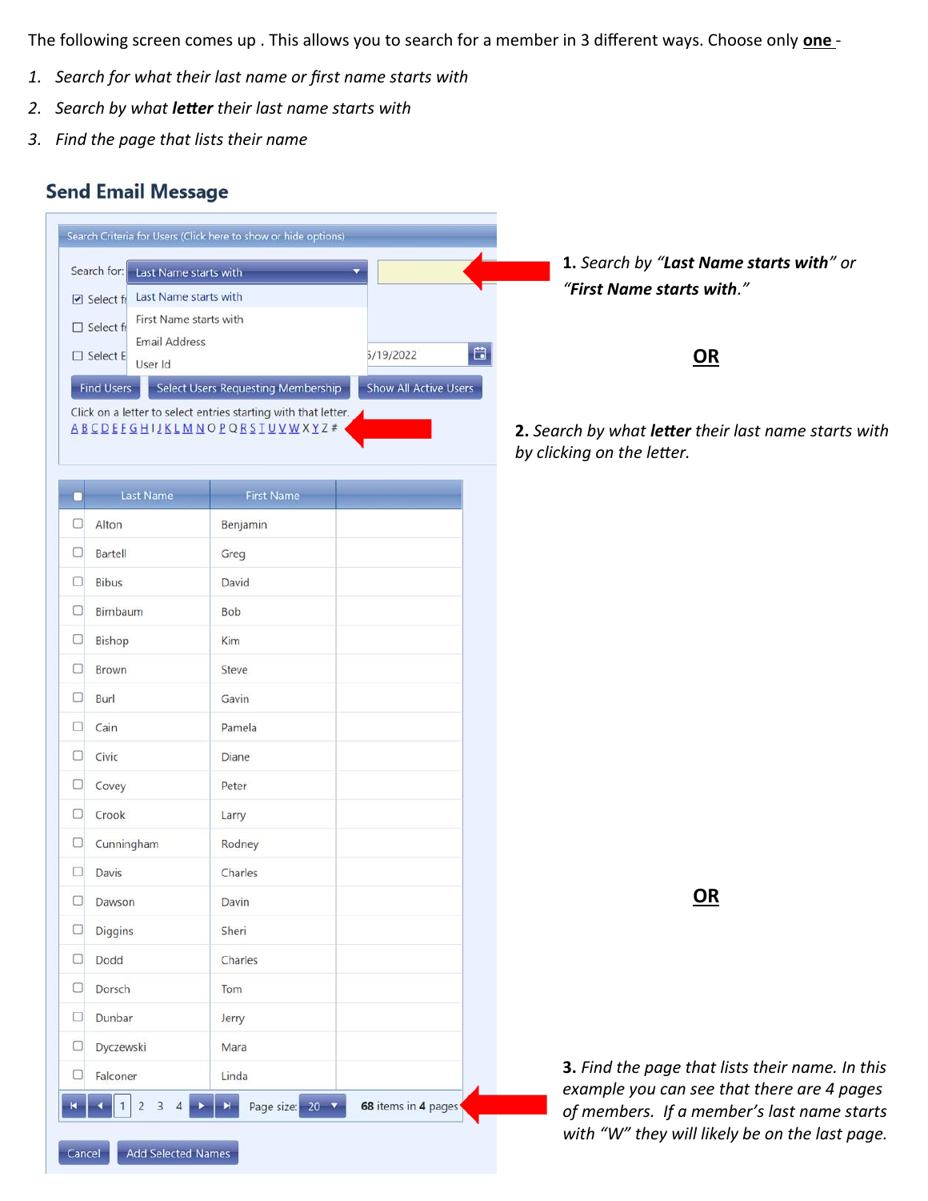The following screen comes up . This allows you to search for a member in 3 different ways. Choose only **one** -

1. *Search for what their last name or first name starts with*
2. *Search by what* ***letter*** *their last name starts with*
3. *Find the page that lists their name*

## Send Email Message

Search Criteria for Users (Click here to show or hide options)

Search for: Last Name starts with

Last Name starts with
First Name starts with
Email Address
User Id

Find Users | Select Users Requesting Membership | Show All Active Users

Click on a letter to select entries starting with that letter.
A B C D E F G H I J K L M N O P Q R S T U V W X Y Z #

| | Last Name | First Name |
|---|---|---|
| ☐ | Alton | Benjamin |
| ☐ | Bartell | Greg |
| ☐ | Bibus | David |
| ☐ | Birnbaum | Bob |
| ☐ | Bishop | Kim |
| ☐ | Brown | Steve |
| ☐ | Burl | Gavin |
| ☐ | Cain | Pamela |
| ☐ | Civic | Diane |
| ☐ | Covey | Peter |
| ☐ | Crook | Larry |
| ☐ | Cunningham | Rodney |
| ☐ | Davis | Charles |
| ☐ | Dawson | Davin |
| ☐ | Diggins | Sheri |
| ☐ | Dodd | Charles |
| ☐ | Dorsch | Tom |
| ☐ | Dunbar | Jerry |
| ☐ | Dyczewski | Mara |
| ☐ | Falconer | Linda |

1 2 3 4 Page size: 20 68 items in 4 pages

Cancel | Add Selected Names

**1.** *Search by "****Last Name starts with****" or "****First Name starts with****."*

**OR**

**2.** *Search by what* ***letter*** *their last name starts with by clicking on the letter.*

**OR**

**3.** *Find the page that lists their name. In this example you can see that there are 4 pages of members. If a member's last name starts with "W" they will likely be on the last page.*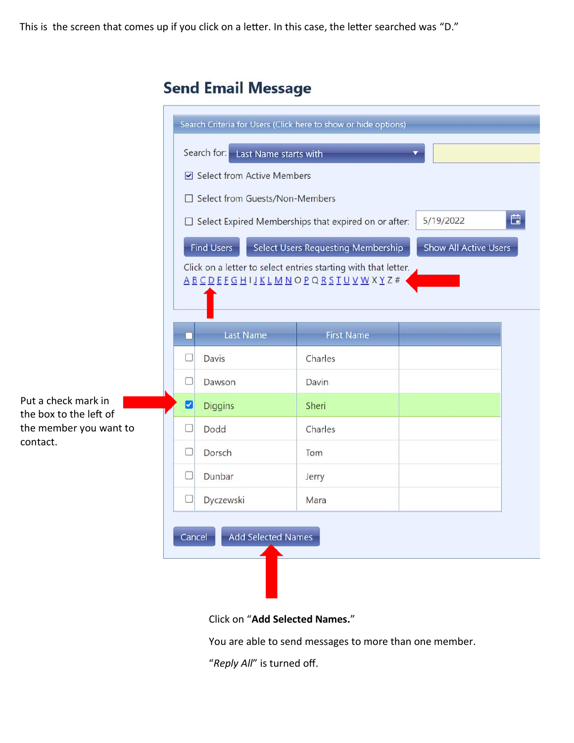This is  the screen that comes up if you click on a letter. In this case, the letter searched was "D."

## Send Email Message

Search Criteria for Users (Click here to show or hide options)

Search for: Last Name starts with

☑ Select from Active Members

☐ Select from Guests/Non-Members

☐ Select Expired Memberships that expired on or after: 5/19/2022

Find Users | Select Users Requesting Membership | Show All Active Users

Click on a letter to select entries starting with that letter.
A B C D E F G H I J K L M N O P Q R S T U V W X Y Z #

| ☐ | Last Name | First Name | |
|---|---|---|---|
| ☐ | Davis | Charles | |
| ☐ | Dawson | Davin | |
| ☑ | Diggins | Sheri | |
| ☐ | Dodd | Charles | |
| ☐ | Dorsch | Tom | |
| ☐ | Dunbar | Jerry | |
| ☐ | Dyczewski | Mara | |

Cancel | Add Selected Names

Put a check mark in the box to the left of the member you want to contact.

Click on "**Add Selected Names.**"

You are able to send messages to more than one member.

"*Reply All*" is turned off.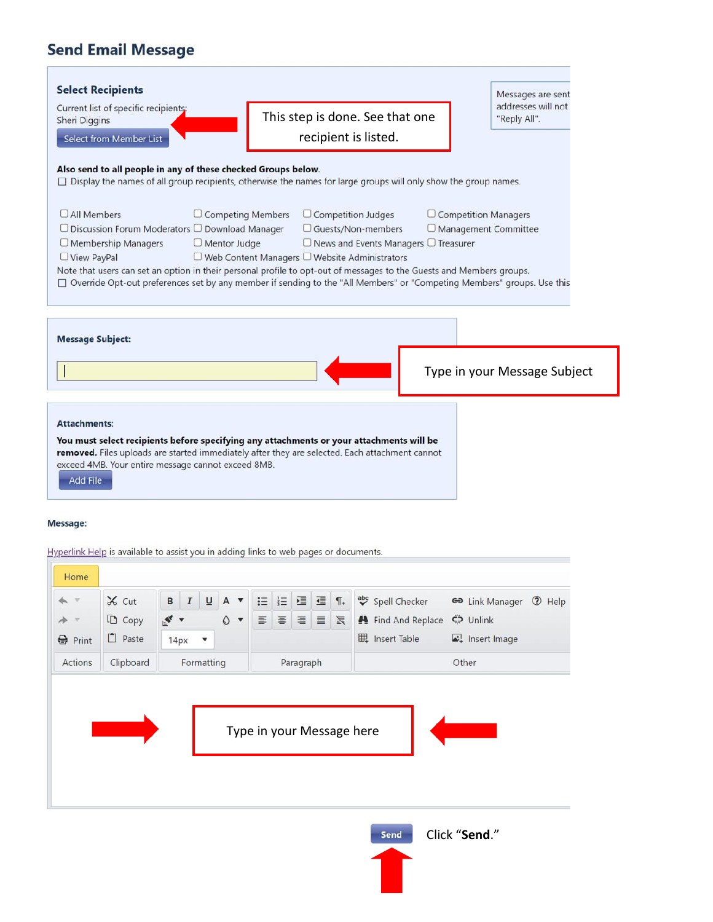## Send Email Message

### Select Recipients

Current list of specific recipients:
Sheri Diggins

Select from Member List

This step is done. See that one recipient is listed.

Messages are sent
addresses will not
"Reply All".

**Also send to all people in any of these checked Groups below.**

☐ Display the names of all group recipients, otherwise the names for large groups will only show the group names.

| | | | |
|---|---|---|---|
| ☐ All Members | ☐ Competing Members | ☐ Competition Judges | ☐ Competition Managers |
| ☐ Discussion Forum Moderators | ☐ Download Manager | ☐ Guests/Non-members | ☐ Management Committee |
| ☐ Membership Managers | ☐ Mentor Judge | ☐ News and Events Managers | ☐ Treasurer |
| ☐ View PayPal | ☐ Web Content Managers | ☐ Website Administrators | |

Note that users can set an option in their personal profile to opt-out of messages to the Guests and Members groups.

☐ Override Opt-out preferences set by any member if sending to the "All Members" or "Competing Members" groups. Use this

**Message Subject:**

Type in your Message Subject

**Attachments:**

**You must select recipients before specifying any attachments or your attachments will be removed.** Files uploads are started immediately after they are selected. Each attachment cannot exceed 4MB. Your entire message cannot exceed 8MB.

Add File

**Message:**

Hyperlink Help is available to assist you in adding links to web pages or documents.

Home

Cut, Copy, Paste, Print — Actions, Clipboard, Formatting, Paragraph, Other

14px

Spell Checker, Link Manager, Help, Find And Replace, Unlink, Insert Table, Insert Image

Type in your Message here

Send

Click "**Send**."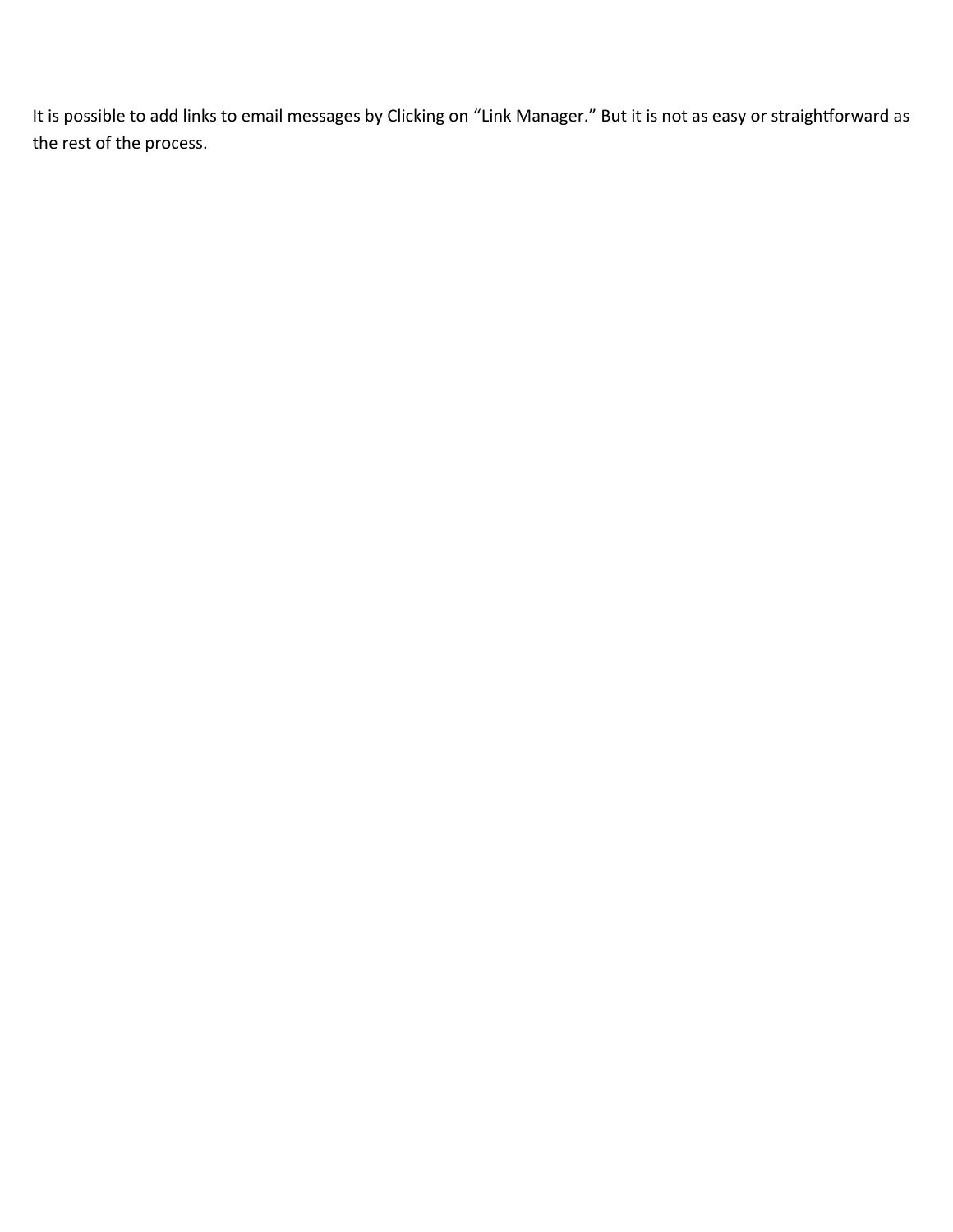It is possible to add links to email messages by Clicking on "Link Manager." But it is not as easy or straightforward as the rest of the process.